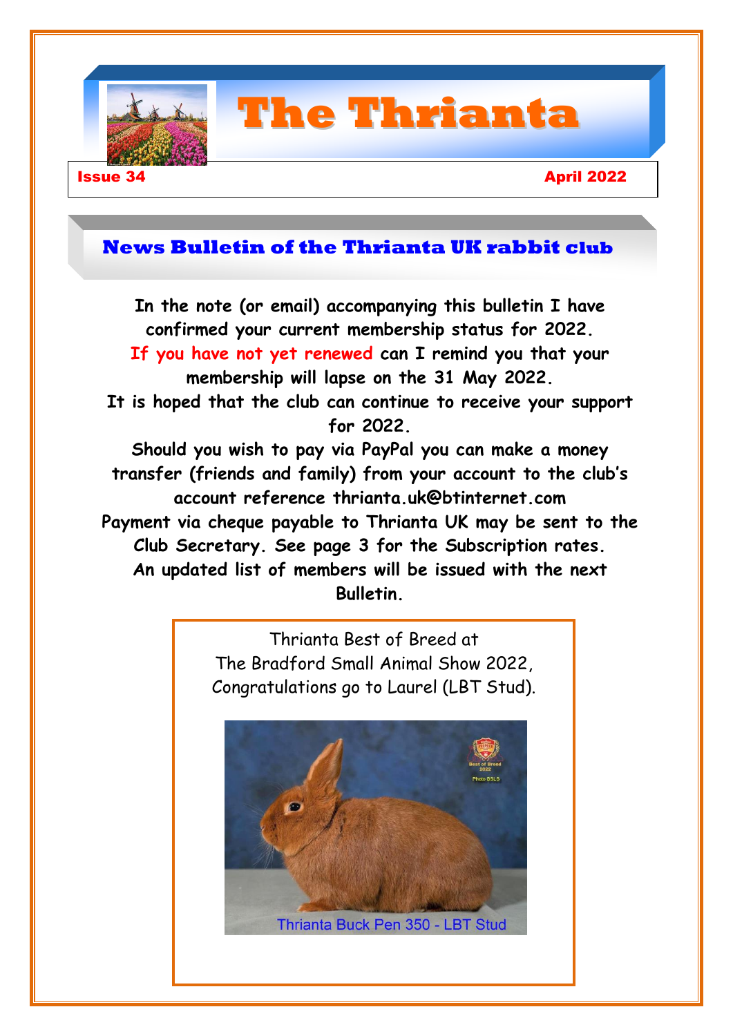# The Thrianta

**Issue 34** | **April 2022**

## News Bulletin of the Thrianta UK rabbit club

**In the note (or email) accompanying this bulletin I have confirmed your current membership status for 2022.**

**If you have not yet renewed can I remind you that your membership will lapse on the 31 May 2022.**

**It is hoped that the club can continue to receive your support for 2022.**

**Should you wish to pay via PayPal you can make a money transfer (friends and family) from your account to the club's account reference thrianta.uk@btinternet.com**

**Payment via cheque payable to Thrianta UK may be sent to the Club Secretary. See page 3 for the Subscription rates.**

**An updated list of members will be issued with the next Bulletin.**

Thrianta Best of Breed at The Bradford Small Animal Show 2022, Congratulations go to Laurel (LBT Stud).

Thrianta Buck Pen 350 - LBT Stud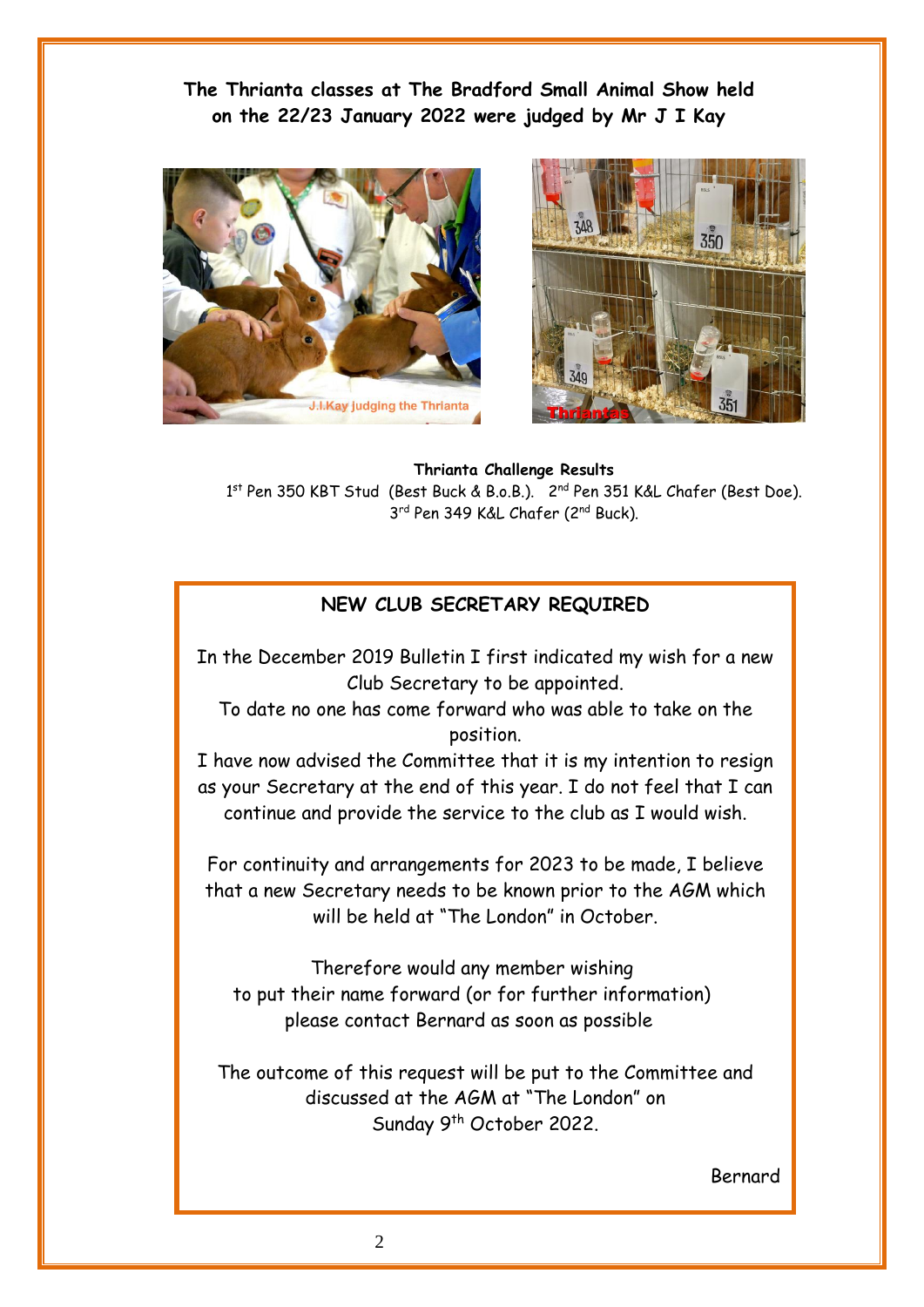**The Thrianta classes at The Bradford Small Animal Show held on the 22/23 January 2022 were judged by Mr J I Kay**

**Thrianta Challenge Results**

1st Pen 350 KBT Stud (Best Buck & B.o.B.). 2nd Pen 351 K&L Chafer (Best Doe).
3rd Pen 349 K&L Chafer (2nd Buck).

## NEW CLUB SECRETARY REQUIRED

In the December 2019 Bulletin I first indicated my wish for a new Club Secretary to be appointed.
To date no one has come forward who was able to take on the position.
I have now advised the Committee that it is my intention to resign as your Secretary at the end of this year. I do not feel that I can continue and provide the service to the club as I would wish.

For continuity and arrangements for 2023 to be made, I believe that a new Secretary needs to be known prior to the AGM which will be held at "The London" in October.

Therefore would any member wishing to put their name forward (or for further information) please contact Bernard as soon as possible

The outcome of this request will be put to the Committee and discussed at the AGM at "The London" on Sunday 9th October 2022.

Bernard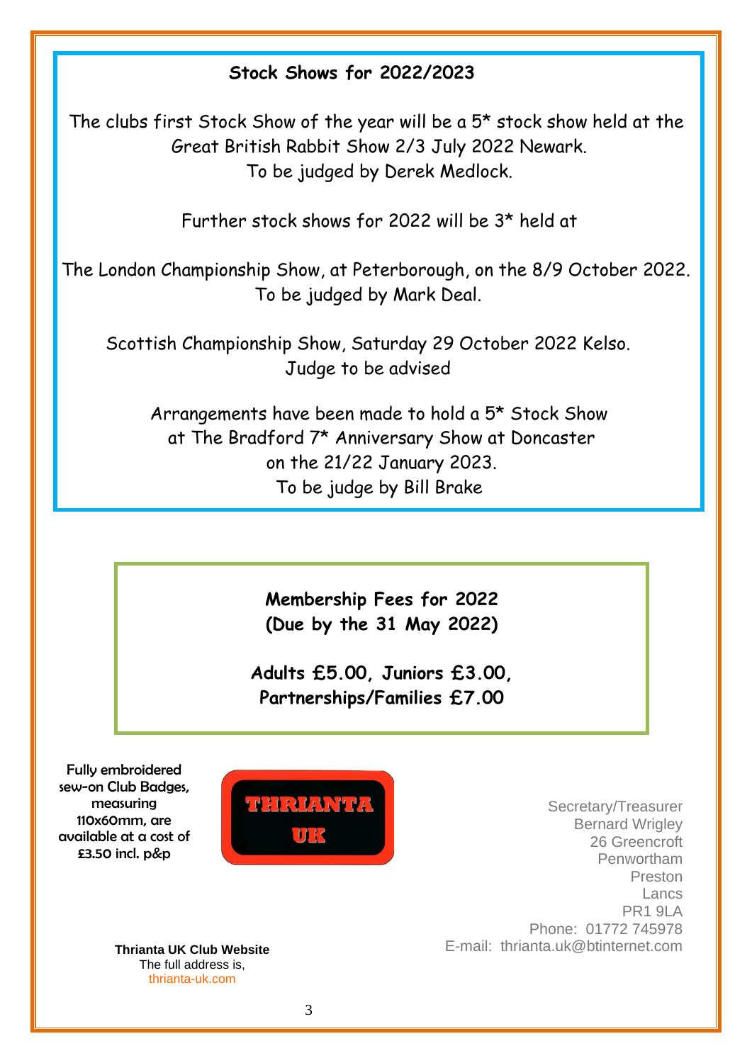## Stock Shows for 2022/2023

The clubs first Stock Show of the year will be a 5* stock show held at the Great British Rabbit Show 2/3 July 2022 Newark.
To be judged by Derek Medlock.

Further stock shows for 2022 will be 3* held at

The London Championship Show, at Peterborough, on the 8/9 October 2022.
To be judged by Mark Deal.

Scottish Championship Show, Saturday 29 October 2022 Kelso.
Judge to be advised

Arrangements have been made to hold a 5* Stock Show at The Bradford 7* Anniversary Show at Doncaster on the 21/22 January 2023.
To be judge by Bill Brake

**Membership Fees for 2022**
**(Due by the 31 May 2022)**

**Adults £5.00, Juniors £3.00, Partnerships/Families £7.00**

Fully embroidered sew-on Club Badges, measuring 110x60mm, are available at a cost of £3.50 incl. p&p

THRIANTA UK

Secretary/Treasurer
Bernard Wrigley
26 Greencroft
Penwortham
Preston
Lancs
PR1 9LA
Phone: 01772 745978
E-mail: thrianta.uk@btinternet.com

**Thrianta UK Club Website**
The full address is,
thrianta-uk.com